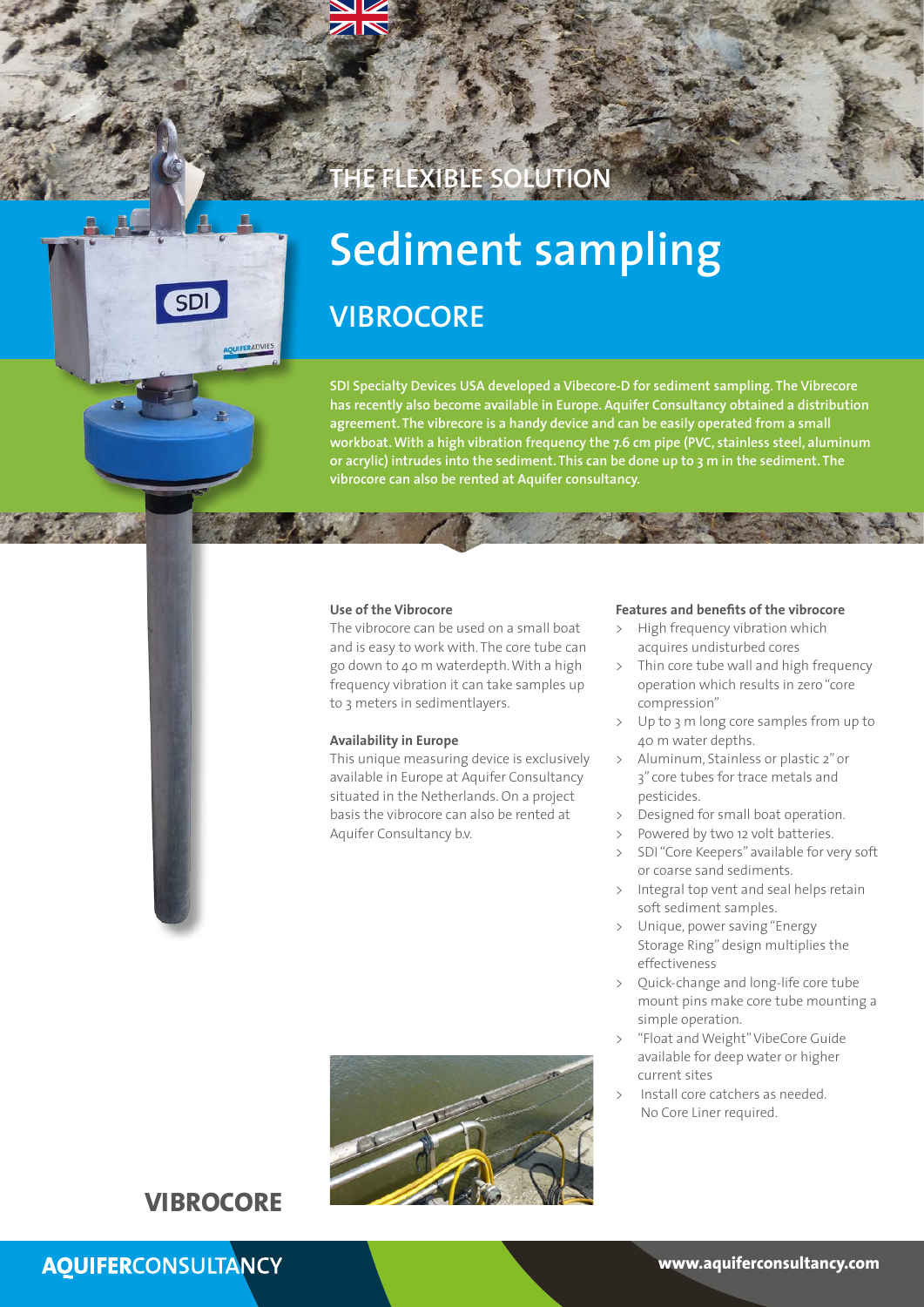THE FLEXIBLE SOLUTION

# Sediment sampling

## VIBROCORE

**SDI Specialty Devices USA developed a Vibecore-D for sediment sampling. The Vibrecore has recently also become available in Europe. Aquifer Consultancy obtained a distribution agreement. The vibrecore is a handy device and can be easily operated from a small workboat. With a high vibration frequency the 7.6 cm pipe (PVC, stainless steel, aluminum or acrylic) intrudes into the sediment. This can be done up to 3 m in the sediment. The vibrocore can also be rented at Aquifer consultancy.**

### Use of the Vibrocore

The vibrocore can be used on a small boat and is easy to work with. The core tube can go down to 40 m waterdepth. With a high frequency vibration it can take samples up to 3 meters in sedimentlayers.

### Availability in Europe

This unique measuring device is exclusively available in Europe at Aquifer Consultancy situated in the Netherlands. On a project basis the vibrocore can also be rented at Aquifer Consultancy b.v.

### Features and benefits of the vibrocore

- High frequency vibration which acquires undisturbed cores
- Thin core tube wall and high frequency operation which results in zero "core compression"
- Up to 3 m long core samples from up to 40 m water depths.
- Aluminum, Stainless or plastic 2" or 3" core tubes for trace metals and pesticides.
- Designed for small boat operation.
- Powered by two 12 volt batteries.
- SDI "Core Keepers" available for very soft or coarse sand sediments.
- Integral top vent and seal helps retain soft sediment samples.
- Unique, power saving "Energy Storage Ring" design multiplies the effectiveness
- Quick-change and long-life core tube mount pins make core tube mounting a simple operation.
- "Float and Weight" VibeCore Guide available for deep water or higher current sites
- Install core catchers as needed. No Core Liner required.

**VIBROCORE**

**AQUIFER**CONSULTANCY

**www.aquiferconsultancy.com**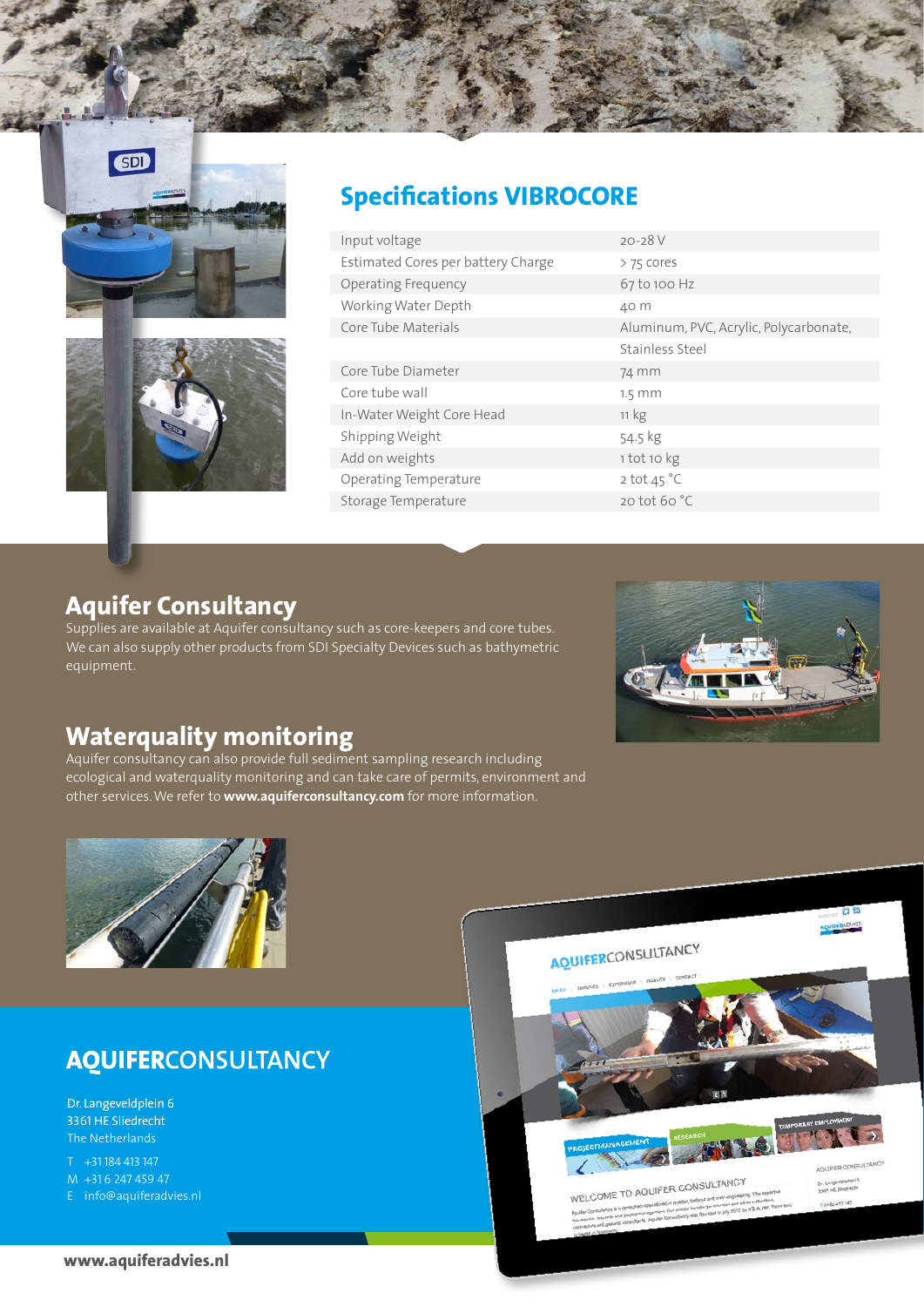## Specifications VIBROCORE

| | |
|---|---|
| Input voltage | 20-28 V |
| Estimated Cores per battery Charge | > 75 cores |
| Operating Frequency | 67 to 100 Hz |
| Working Water Depth | 40 m |
| Core Tube Materials | Aluminum, PVC, Acrylic, Polycarbonate, Stainless Steel |
| Core Tube Diameter | 74 mm |
| Core tube wall | 1.5 mm |
| In-Water Weight Core Head | 11 kg |
| Shipping Weight | 54.5 kg |
| Add on weights | 1 tot 10 kg |
| Operating Temperature | 2 tot 45 °C |
| Storage Temperature | 20 tot 60 °C |

## Aquifer Consultancy

Supplies are available at Aquifer consultancy such as core-keepers and core tubes. We can also supply other products from SDI Specialty Devices such as bathymetric equipment.

## Waterquality monitoring

Aquifer consultancy can also provide full sediment sampling research including ecological and waterquality monitoring and can take care of permits, environment and other services. We refer to **www.aquiferconsultancy.com** for more information.

## AQUIFERCONSULTANCY

Dr. Langeveldplein 6
3361 HE Sliedrecht
The Netherlands

T +31 184 413 147
M +31 6 247 459 47
E info@aquiferadvies.nl

**www.aquiferadvies.nl**